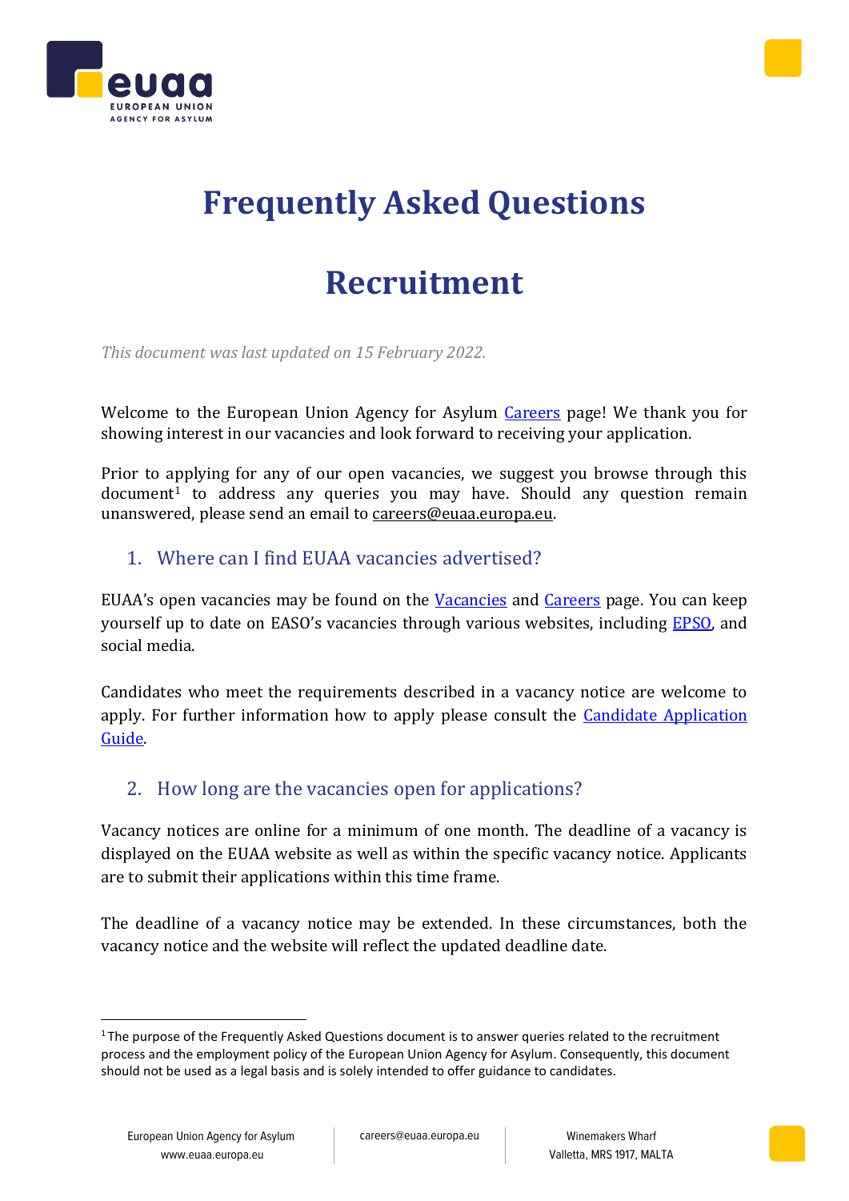# Frequently Asked Questions

# Recruitment

*This document was last updated on 15 February 2022.*

Welcome to the European Union Agency for Asylum Careers page! We thank you for showing interest in our vacancies and look forward to receiving your application.

Prior to applying for any of our open vacancies, we suggest you browse through this document[1] to address any queries you may have. Should any question remain unanswered, please send an email to careers@euaa.europa.eu.

## 1. Where can I find EUAA vacancies advertised?

EUAA's open vacancies may be found on the Vacancies and Careers page. You can keep yourself up to date on EASO's vacancies through various websites, including EPSO, and social media.

Candidates who meet the requirements described in a vacancy notice are welcome to apply. For further information how to apply please consult the Candidate Application Guide.

## 2. How long are the vacancies open for applications?

Vacancy notices are online for a minimum of one month. The deadline of a vacancy is displayed on the EUAA website as well as within the specific vacancy notice. Applicants are to submit their applications within this time frame.

The deadline of a vacancy notice may be extended. In these circumstances, both the vacancy notice and the website will reflect the updated deadline date.

[1] The purpose of the Frequently Asked Questions document is to answer queries related to the recruitment process and the employment policy of the European Union Agency for Asylum. Consequently, this document should not be used as a legal basis and is solely intended to offer guidance to candidates.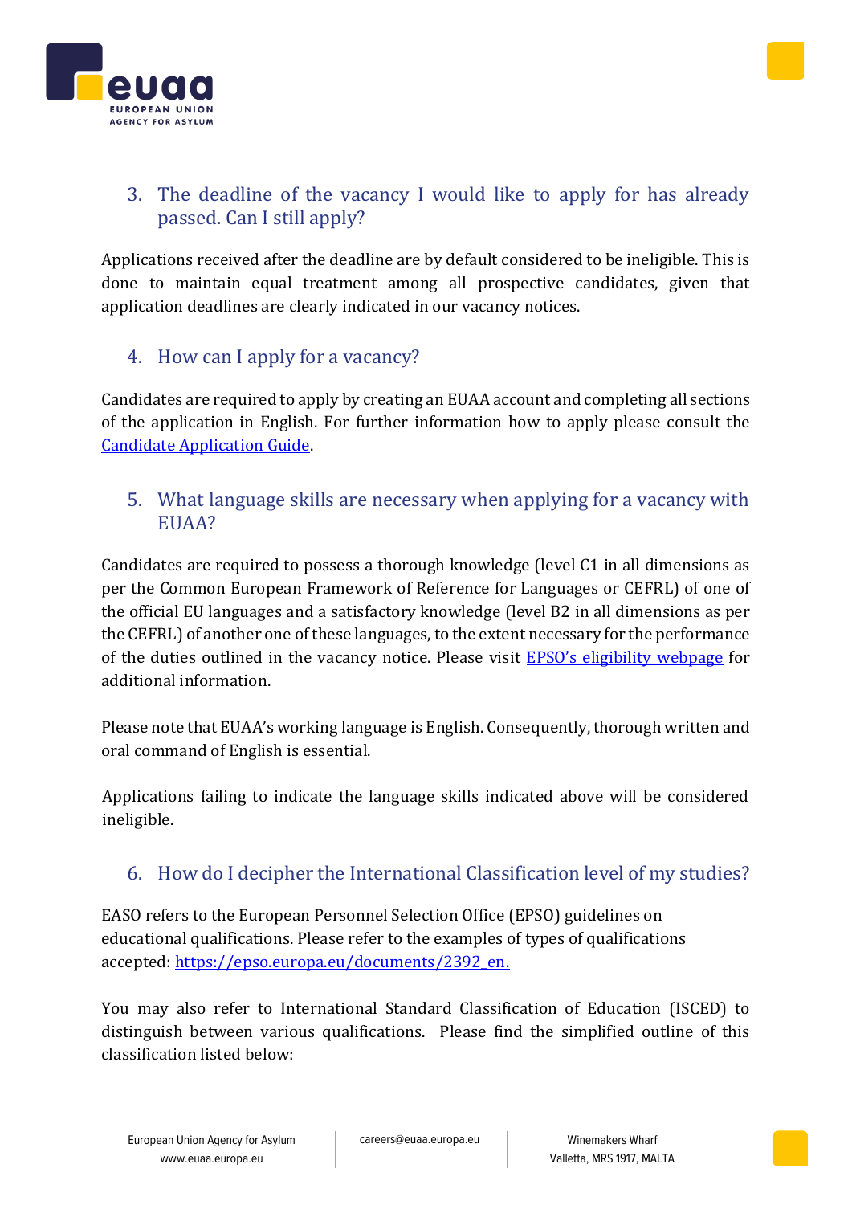## 3. The deadline of the vacancy I would like to apply for has already passed. Can I still apply?

Applications received after the deadline are by default considered to be ineligible. This is done to maintain equal treatment among all prospective candidates, given that application deadlines are clearly indicated in our vacancy notices.

## 4. How can I apply for a vacancy?

Candidates are required to apply by creating an EUAA account and completing all sections of the application in English. For further information how to apply please consult the [Candidate Application Guide](#).

## 5. What language skills are necessary when applying for a vacancy with EUAA?

Candidates are required to possess a thorough knowledge (level C1 in all dimensions as per the Common European Framework of Reference for Languages or CEFRL) of one of the official EU languages and a satisfactory knowledge (level B2 in all dimensions as per the CEFRL) of another one of these languages, to the extent necessary for the performance of the duties outlined in the vacancy notice. Please visit [EPSO's eligibility webpage](#) for additional information.

Please note that EUAA's working language is English. Consequently, thorough written and oral command of English is essential.

Applications failing to indicate the language skills indicated above will be considered ineligible.

## 6. How do I decipher the International Classification level of my studies?

EASO refers to the European Personnel Selection Office (EPSO) guidelines on educational qualifications. Please refer to the examples of types of qualifications accepted: [https://epso.europa.eu/documents/2392_en.](https://epso.europa.eu/documents/2392_en)

You may also refer to International Standard Classification of Education (ISCED) to distinguish between various qualifications. Please find the simplified outline of this classification listed below: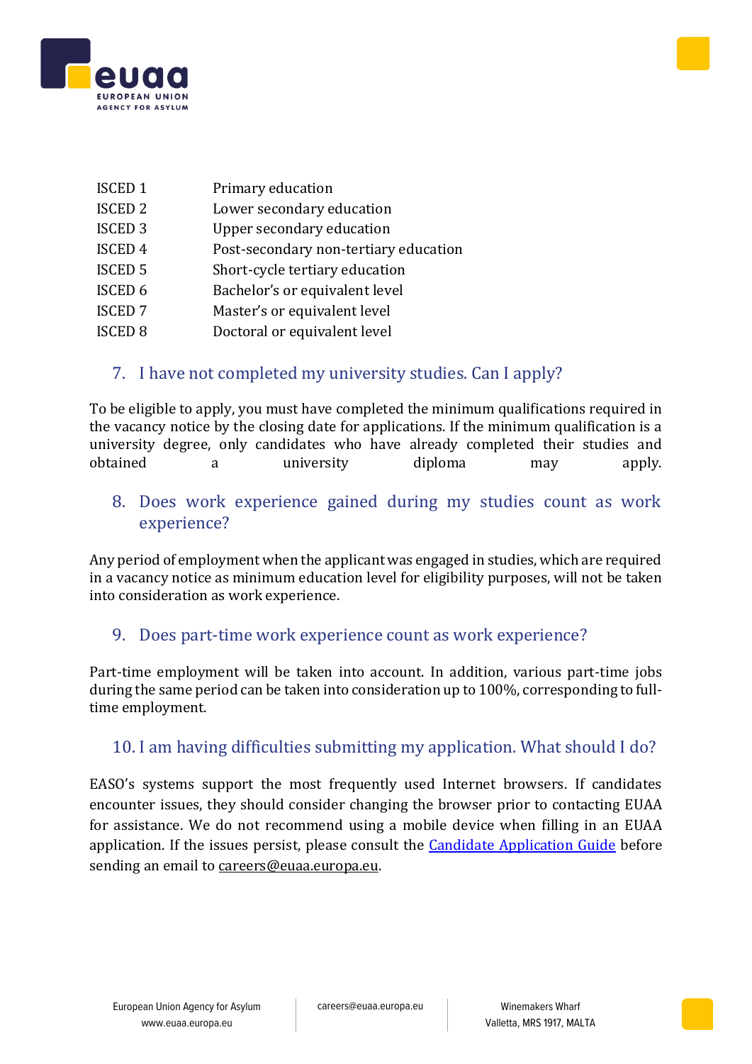| | |
|---|---|
| ISCED 1 | Primary education |
| ISCED 2 | Lower secondary education |
| ISCED 3 | Upper secondary education |
| ISCED 4 | Post-secondary non-tertiary education |
| ISCED 5 | Short-cycle tertiary education |
| ISCED 6 | Bachelor's or equivalent level |
| ISCED 7 | Master's or equivalent level |
| ISCED 8 | Doctoral or equivalent level |

## 7. I have not completed my university studies. Can I apply?

To be eligible to apply, you must have completed the minimum qualifications required in the vacancy notice by the closing date for applications. If the minimum qualification is a university degree, only candidates who have already completed their studies and obtained a university diploma may apply.

## 8. Does work experience gained during my studies count as work experience?

Any period of employment when the applicant was engaged in studies, which are required in a vacancy notice as minimum education level for eligibility purposes, will not be taken into consideration as work experience.

## 9. Does part-time work experience count as work experience?

Part-time employment will be taken into account. In addition, various part-time jobs during the same period can be taken into consideration up to 100%, corresponding to full-time employment.

## 10. I am having difficulties submitting my application. What should I do?

EASO's systems support the most frequently used Internet browsers. If candidates encounter issues, they should consider changing the browser prior to contacting EUAA for assistance. We do not recommend using a mobile device when filling in an EUAA application. If the issues persist, please consult the Candidate Application Guide before sending an email to careers@euaa.europa.eu.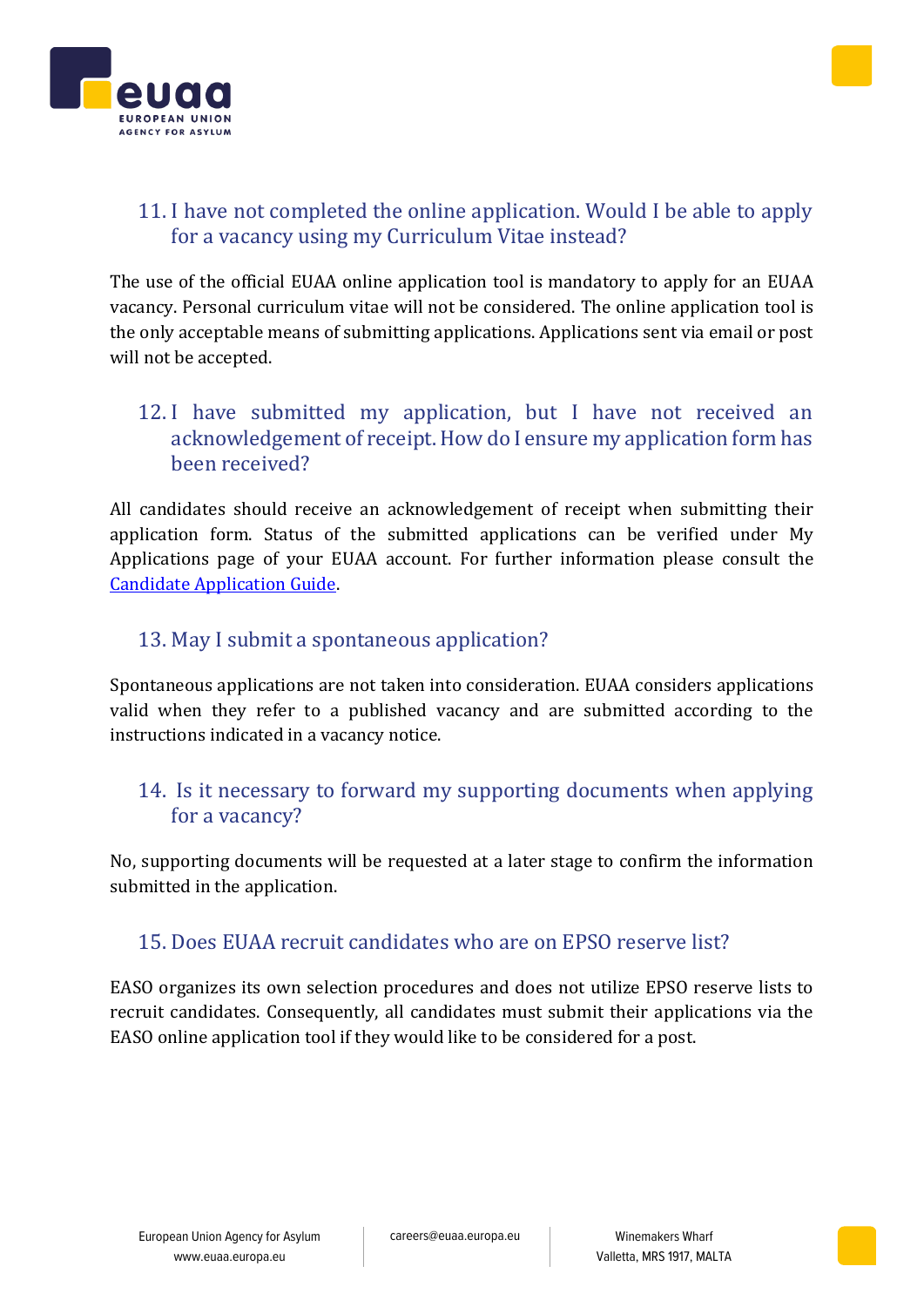## 11. I have not completed the online application. Would I be able to apply for a vacancy using my Curriculum Vitae instead?

The use of the official EUAA online application tool is mandatory to apply for an EUAA vacancy. Personal curriculum vitae will not be considered. The online application tool is the only acceptable means of submitting applications. Applications sent via email or post will not be accepted.

## 12. I have submitted my application, but I have not received an acknowledgement of receipt. How do I ensure my application form has been received?

All candidates should receive an acknowledgement of receipt when submitting their application form. Status of the submitted applications can be verified under My Applications page of your EUAA account. For further information please consult the Candidate Application Guide.

## 13. May I submit a spontaneous application?

Spontaneous applications are not taken into consideration. EUAA considers applications valid when they refer to a published vacancy and are submitted according to the instructions indicated in a vacancy notice.

## 14. Is it necessary to forward my supporting documents when applying for a vacancy?

No, supporting documents will be requested at a later stage to confirm the information submitted in the application.

## 15. Does EUAA recruit candidates who are on EPSO reserve list?

EASO organizes its own selection procedures and does not utilize EPSO reserve lists to recruit candidates. Consequently, all candidates must submit their applications via the EASO online application tool if they would like to be considered for a post.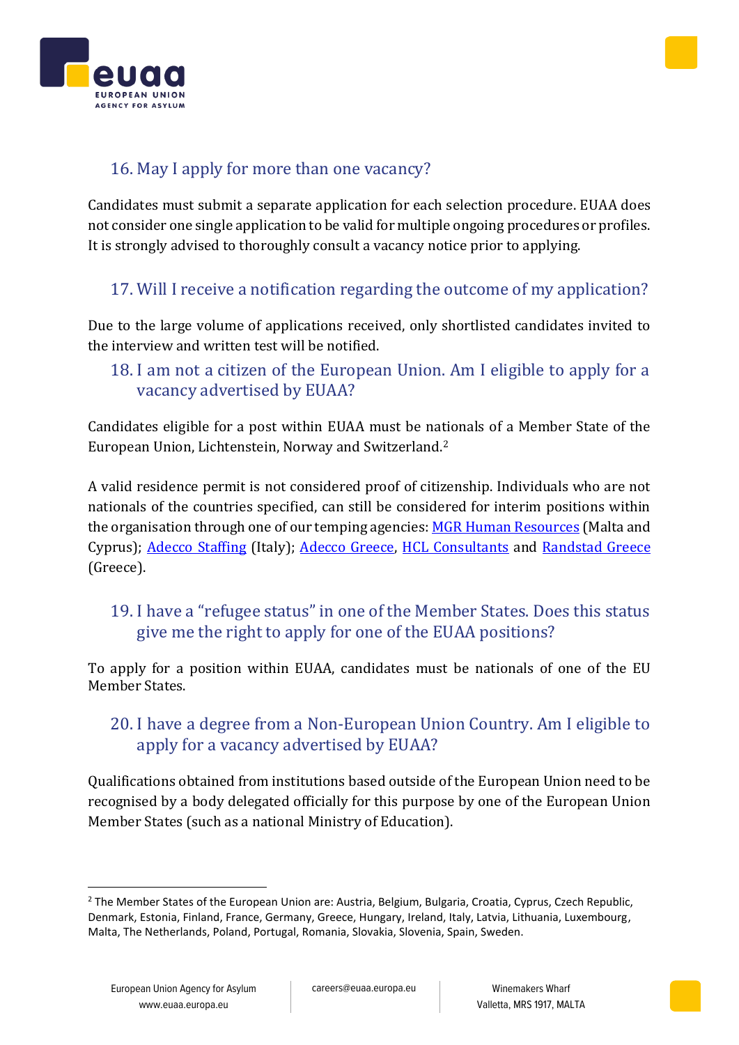## 16. May I apply for more than one vacancy?

Candidates must submit a separate application for each selection procedure. EUAA does not consider one single application to be valid for multiple ongoing procedures or profiles. It is strongly advised to thoroughly consult a vacancy notice prior to applying.

## 17. Will I receive a notification regarding the outcome of my application?

Due to the large volume of applications received, only shortlisted candidates invited to the interview and written test will be notified.

## 18. I am not a citizen of the European Union. Am I eligible to apply for a vacancy advertised by EUAA?

Candidates eligible for a post within EUAA must be nationals of a Member State of the European Union, Lichtenstein, Norway and Switzerland.[2]

A valid residence permit is not considered proof of citizenship. Individuals who are not nationals of the countries specified, can still be considered for interim positions within the organisation through one of our temping agencies: MGR Human Resources (Malta and Cyprus); Adecco Staffing (Italy); Adecco Greece, HCL Consultants and Randstad Greece (Greece).

## 19. I have a "refugee status" in one of the Member States. Does this status give me the right to apply for one of the EUAA positions?

To apply for a position within EUAA, candidates must be nationals of one of the EU Member States.

## 20. I have a degree from a Non-European Union Country. Am I eligible to apply for a vacancy advertised by EUAA?

Qualifications obtained from institutions based outside of the European Union need to be recognised by a body delegated officially for this purpose by one of the European Union Member States (such as a national Ministry of Education).

---

[2] The Member States of the European Union are: Austria, Belgium, Bulgaria, Croatia, Cyprus, Czech Republic, Denmark, Estonia, Finland, France, Germany, Greece, Hungary, Ireland, Italy, Latvia, Lithuania, Luxembourg, Malta, The Netherlands, Poland, Portugal, Romania, Slovakia, Slovenia, Spain, Sweden.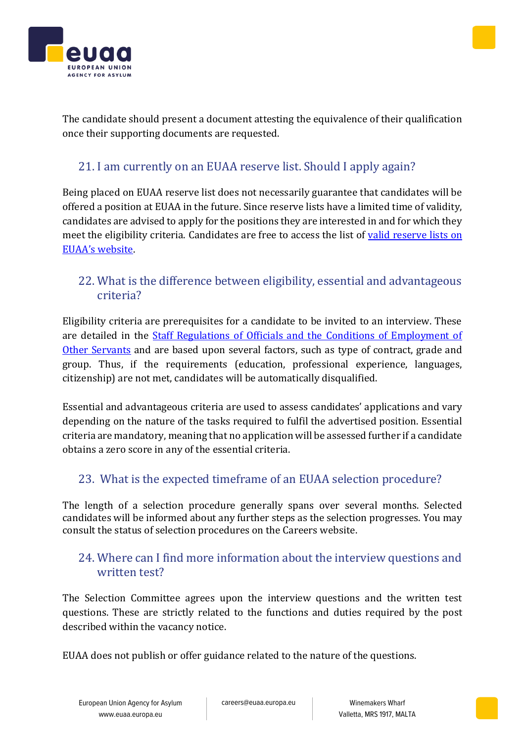The candidate should present a document attesting the equivalence of their qualification once their supporting documents are requested.

## 21. I am currently on an EUAA reserve list. Should I apply again?

Being placed on EUAA reserve list does not necessarily guarantee that candidates will be offered a position at EUAA in the future. Since reserve lists have a limited time of validity, candidates are advised to apply for the positions they are interested in and for which they meet the eligibility criteria. Candidates are free to access the list of valid reserve lists on EUAA's website.

## 22. What is the difference between eligibility, essential and advantageous criteria?

Eligibility criteria are prerequisites for a candidate to be invited to an interview. These are detailed in the Staff Regulations of Officials and the Conditions of Employment of Other Servants and are based upon several factors, such as type of contract, grade and group. Thus, if the requirements (education, professional experience, languages, citizenship) are not met, candidates will be automatically disqualified.

Essential and advantageous criteria are used to assess candidates' applications and vary depending on the nature of the tasks required to fulfil the advertised position. Essential criteria are mandatory, meaning that no application will be assessed further if a candidate obtains a zero score in any of the essential criteria.

## 23. What is the expected timeframe of an EUAA selection procedure?

The length of a selection procedure generally spans over several months. Selected candidates will be informed about any further steps as the selection progresses. You may consult the status of selection procedures on the Careers website.

## 24. Where can I find more information about the interview questions and written test?

The Selection Committee agrees upon the interview questions and the written test questions. These are strictly related to the functions and duties required by the post described within the vacancy notice.

EUAA does not publish or offer guidance related to the nature of the questions.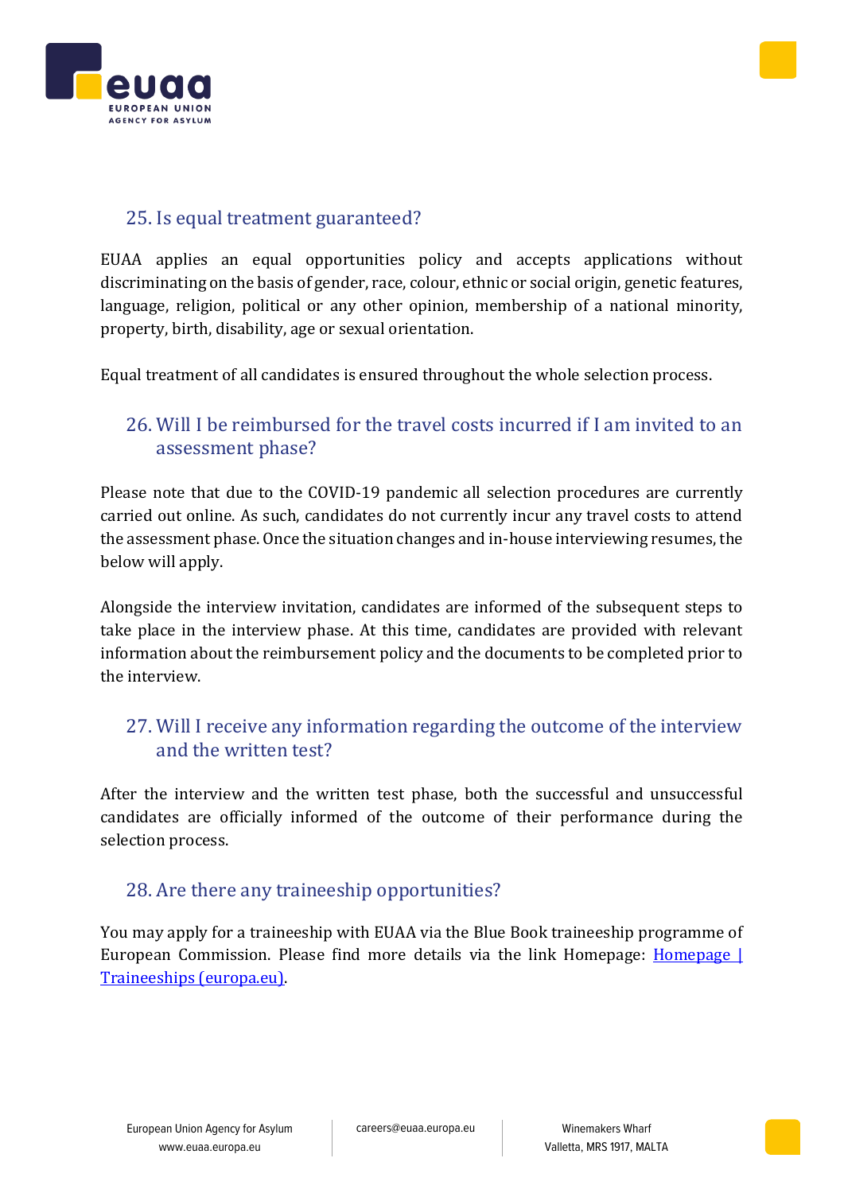## 25. Is equal treatment guaranteed?

EUAA applies an equal opportunities policy and accepts applications without discriminating on the basis of gender, race, colour, ethnic or social origin, genetic features, language, religion, political or any other opinion, membership of a national minority, property, birth, disability, age or sexual orientation.

Equal treatment of all candidates is ensured throughout the whole selection process.

## 26. Will I be reimbursed for the travel costs incurred if I am invited to an assessment phase?

Please note that due to the COVID-19 pandemic all selection procedures are currently carried out online. As such, candidates do not currently incur any travel costs to attend the assessment phase. Once the situation changes and in-house interviewing resumes, the below will apply.

Alongside the interview invitation, candidates are informed of the subsequent steps to take place in the interview phase. At this time, candidates are provided with relevant information about the reimbursement policy and the documents to be completed prior to the interview.

## 27. Will I receive any information regarding the outcome of the interview and the written test?

After the interview and the written test phase, both the successful and unsuccessful candidates are officially informed of the outcome of their performance during the selection process.

## 28. Are there any traineeship opportunities?

You may apply for a traineeship with EUAA via the Blue Book traineeship programme of European Commission. Please find more details via the link Homepage: [Homepage | Traineeships (europa.eu)].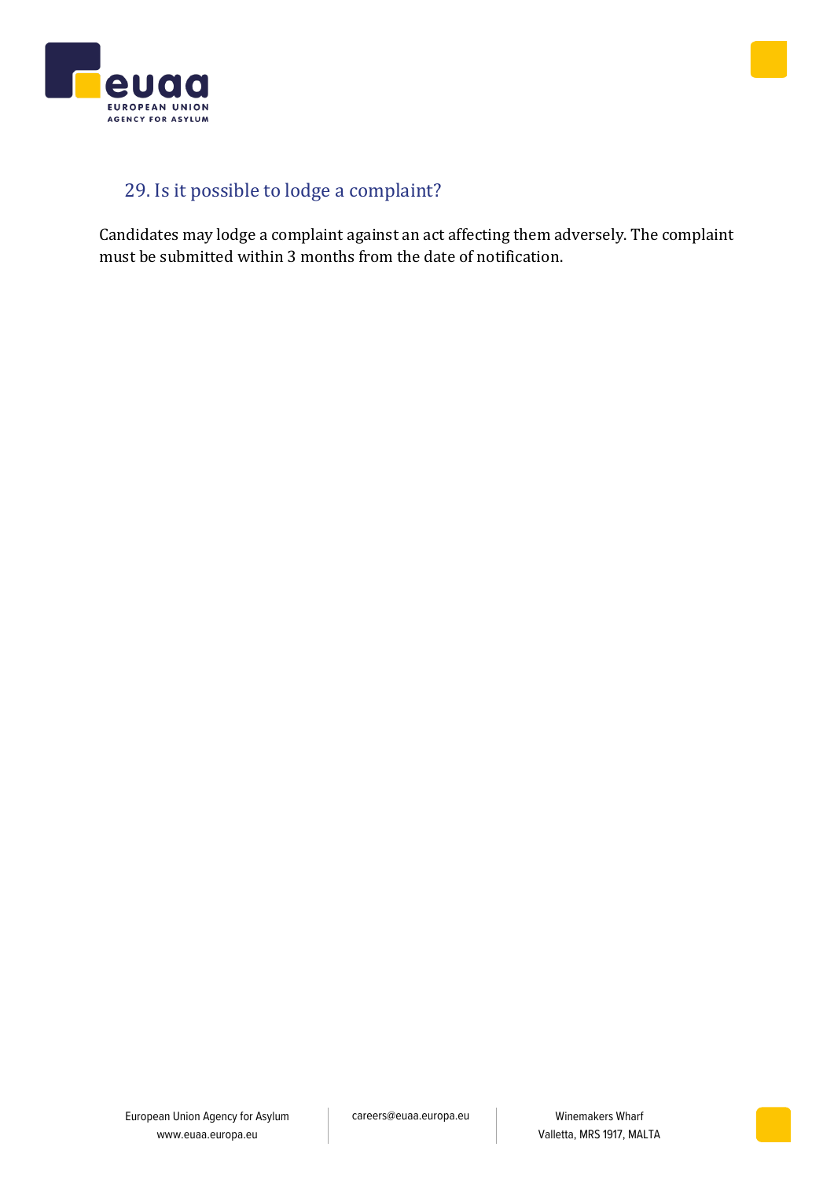## 29. Is it possible to lodge a complaint?

Candidates may lodge a complaint against an act affecting them adversely. The complaint must be submitted within 3 months from the date of notification.